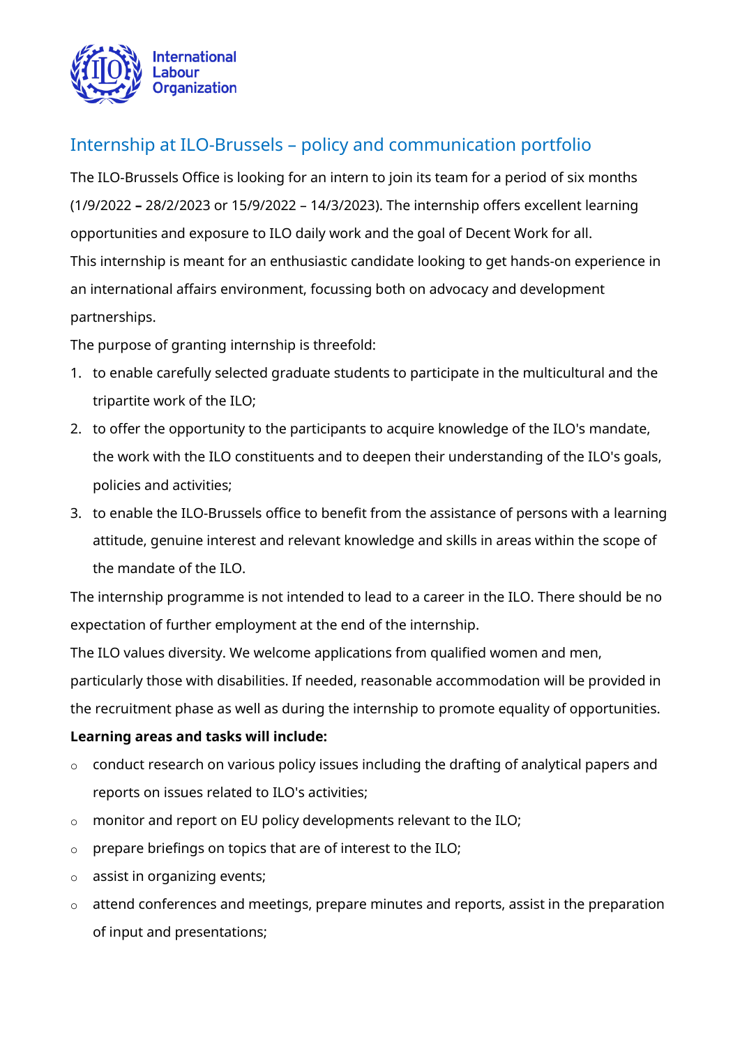International Labour Organization

## Internship at ILO-Brussels – policy and communication portfolio

The ILO-Brussels Office is looking for an intern to join its team for a period of six months (1/9/2022 **–** 28/2/2023 or 15/9/2022 – 14/3/2023). The internship offers excellent learning opportunities and exposure to ILO daily work and the goal of Decent Work for all.

This internship is meant for an enthusiastic candidate looking to get hands-on experience in an international affairs environment, focussing both on advocacy and development partnerships.

The purpose of granting internship is threefold:

1. to enable carefully selected graduate students to participate in the multicultural and the tripartite work of the ILO;
2. to offer the opportunity to the participants to acquire knowledge of the ILO's mandate, the work with the ILO constituents and to deepen their understanding of the ILO's goals, policies and activities;
3. to enable the ILO-Brussels office to benefit from the assistance of persons with a learning attitude, genuine interest and relevant knowledge and skills in areas within the scope of the mandate of the ILO.

The internship programme is not intended to lead to a career in the ILO. There should be no expectation of further employment at the end of the internship.

The ILO values diversity. We welcome applications from qualified women and men, particularly those with disabilities. If needed, reasonable accommodation will be provided in the recruitment phase as well as during the internship to promote equality of opportunities.

**Learning areas and tasks will include:**

- conduct research on various policy issues including the drafting of analytical papers and reports on issues related to ILO's activities;
- monitor and report on EU policy developments relevant to the ILO;
- prepare briefings on topics that are of interest to the ILO;
- assist in organizing events;
- attend conferences and meetings, prepare minutes and reports, assist in the preparation of input and presentations;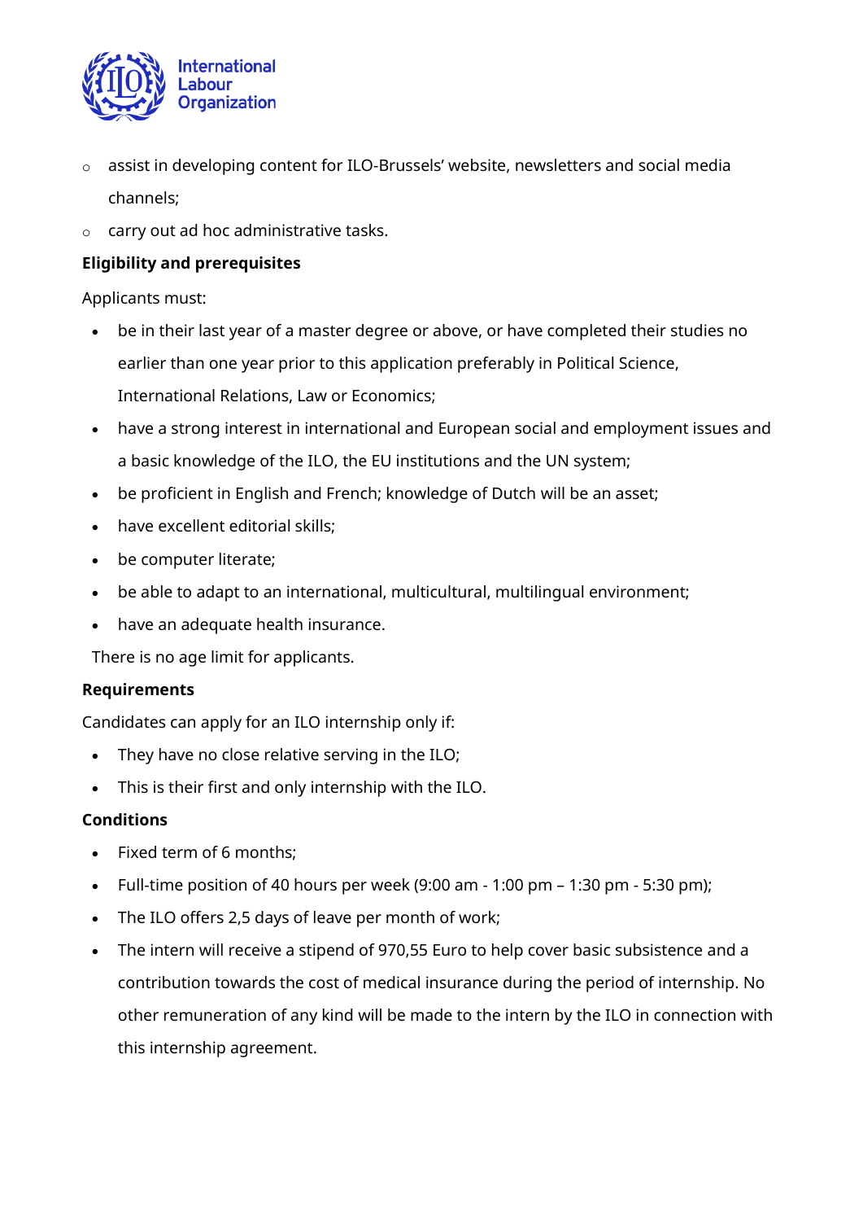- assist in developing content for ILO-Brussels' website, newsletters and social media channels;
- carry out ad hoc administrative tasks.

**Eligibility and prerequisites**

Applicants must:

- be in their last year of a master degree or above, or have completed their studies no earlier than one year prior to this application preferably in Political Science, International Relations, Law or Economics;
- have a strong interest in international and European social and employment issues and a basic knowledge of the ILO, the EU institutions and the UN system;
- be proficient in English and French; knowledge of Dutch will be an asset;
- have excellent editorial skills;
- be computer literate;
- be able to adapt to an international, multicultural, multilingual environment;
- have an adequate health insurance.

There is no age limit for applicants.

**Requirements**

Candidates can apply for an ILO internship only if:

- They have no close relative serving in the ILO;
- This is their first and only internship with the ILO.

**Conditions**

- Fixed term of 6 months;
- Full-time position of 40 hours per week (9:00 am - 1:00 pm – 1:30 pm - 5:30 pm);
- The ILO offers 2,5 days of leave per month of work;
- The intern will receive a stipend of 970,55 Euro to help cover basic subsistence and a contribution towards the cost of medical insurance during the period of internship. No other remuneration of any kind will be made to the intern by the ILO in connection with this internship agreement.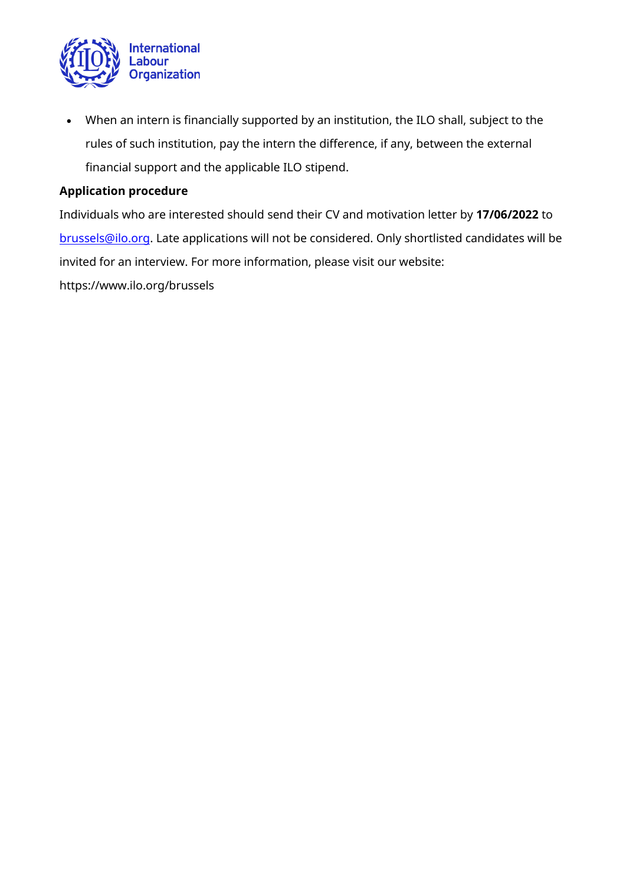- When an intern is financially supported by an institution, the ILO shall, subject to the rules of such institution, pay the intern the difference, if any, between the external financial support and the applicable ILO stipend.

**Application procedure**

Individuals who are interested should send their CV and motivation letter by **17/06/2022** to brussels@ilo.org. Late applications will not be considered. Only shortlisted candidates will be invited for an interview. For more information, please visit our website: https://www.ilo.org/brussels